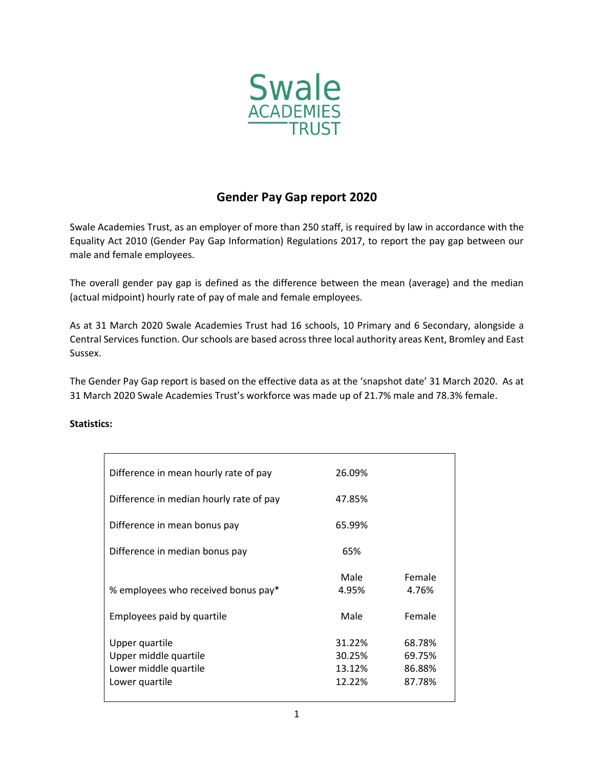Swale
ACADEMIES
TRUST

# Gender Pay Gap report 2020

Swale Academies Trust, as an employer of more than 250 staff, is required by law in accordance with the Equality Act 2010 (Gender Pay Gap Information) Regulations 2017, to report the pay gap between our male and female employees.

The overall gender pay gap is defined as the difference between the mean (average) and the median (actual midpoint) hourly rate of pay of male and female employees.

As at 31 March 2020 Swale Academies Trust had 16 schools, 10 Primary and 6 Secondary, alongside a Central Services function. Our schools are based across three local authority areas Kent, Bromley and East Sussex.

The Gender Pay Gap report is based on the effective data as at the 'snapshot date' 31 March 2020. As at 31 March 2020 Swale Academies Trust's workforce was made up of 21.7% male and 78.3% female.

**Statistics:**

| | | |
|---|---|---|
| Difference in mean hourly rate of pay | 26.09% | |
| Difference in median hourly rate of pay | 47.85% | |
| Difference in mean bonus pay | 65.99% | |
| Difference in median bonus pay | 65% | |
| | Male | Female |
| % employees who received bonus pay* | 4.95% | 4.76% |
| Employees paid by quartile | Male | Female |
| Upper quartile | 31.22% | 68.78% |
| Upper middle quartile | 30.25% | 69.75% |
| Lower middle quartile | 13.12% | 86.88% |
| Lower quartile | 12.22% | 87.78% |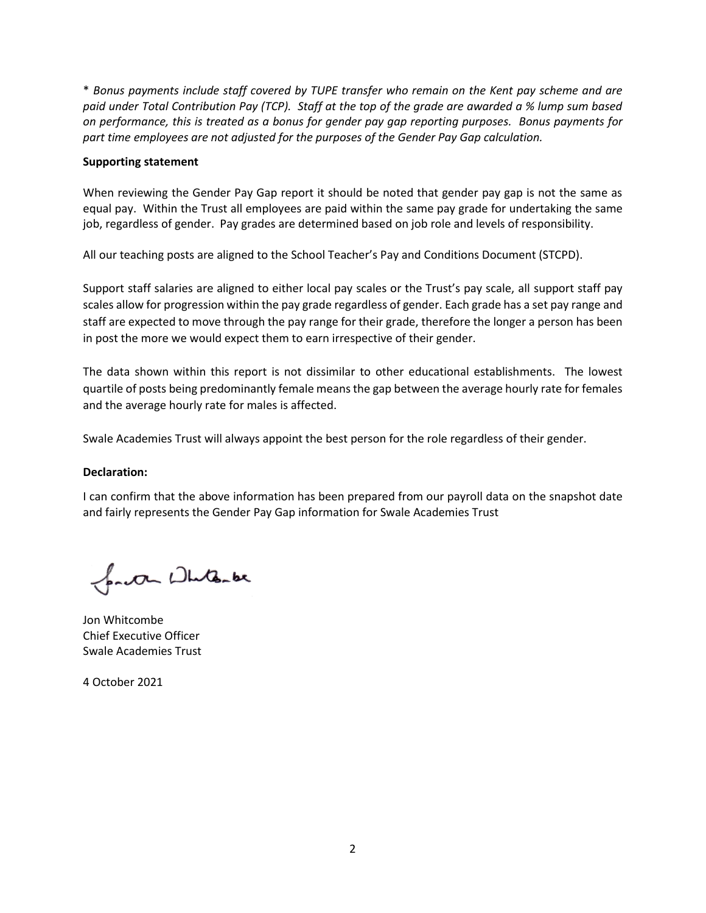* *Bonus payments include staff covered by TUPE transfer who remain on the Kent pay scheme and are paid under Total Contribution Pay (TCP). Staff at the top of the grade are awarded a % lump sum based on performance, this is treated as a bonus for gender pay gap reporting purposes. Bonus payments for part time employees are not adjusted for the purposes of the Gender Pay Gap calculation.*

**Supporting statement**

When reviewing the Gender Pay Gap report it should be noted that gender pay gap is not the same as equal pay. Within the Trust all employees are paid within the same pay grade for undertaking the same job, regardless of gender. Pay grades are determined based on job role and levels of responsibility.

All our teaching posts are aligned to the School Teacher's Pay and Conditions Document (STCPD).

Support staff salaries are aligned to either local pay scales or the Trust's pay scale, all support staff pay scales allow for progression within the pay grade regardless of gender. Each grade has a set pay range and staff are expected to move through the pay range for their grade, therefore the longer a person has been in post the more we would expect them to earn irrespective of their gender.

The data shown within this report is not dissimilar to other educational establishments. The lowest quartile of posts being predominantly female means the gap between the average hourly rate for females and the average hourly rate for males is affected.

Swale Academies Trust will always appoint the best person for the role regardless of their gender.

**Declaration:**

I can confirm that the above information has been prepared from our payroll data on the snapshot date and fairly represents the Gender Pay Gap information for Swale Academies Trust

Jon Whitcombe
Chief Executive Officer
Swale Academies Trust

4 October 2021